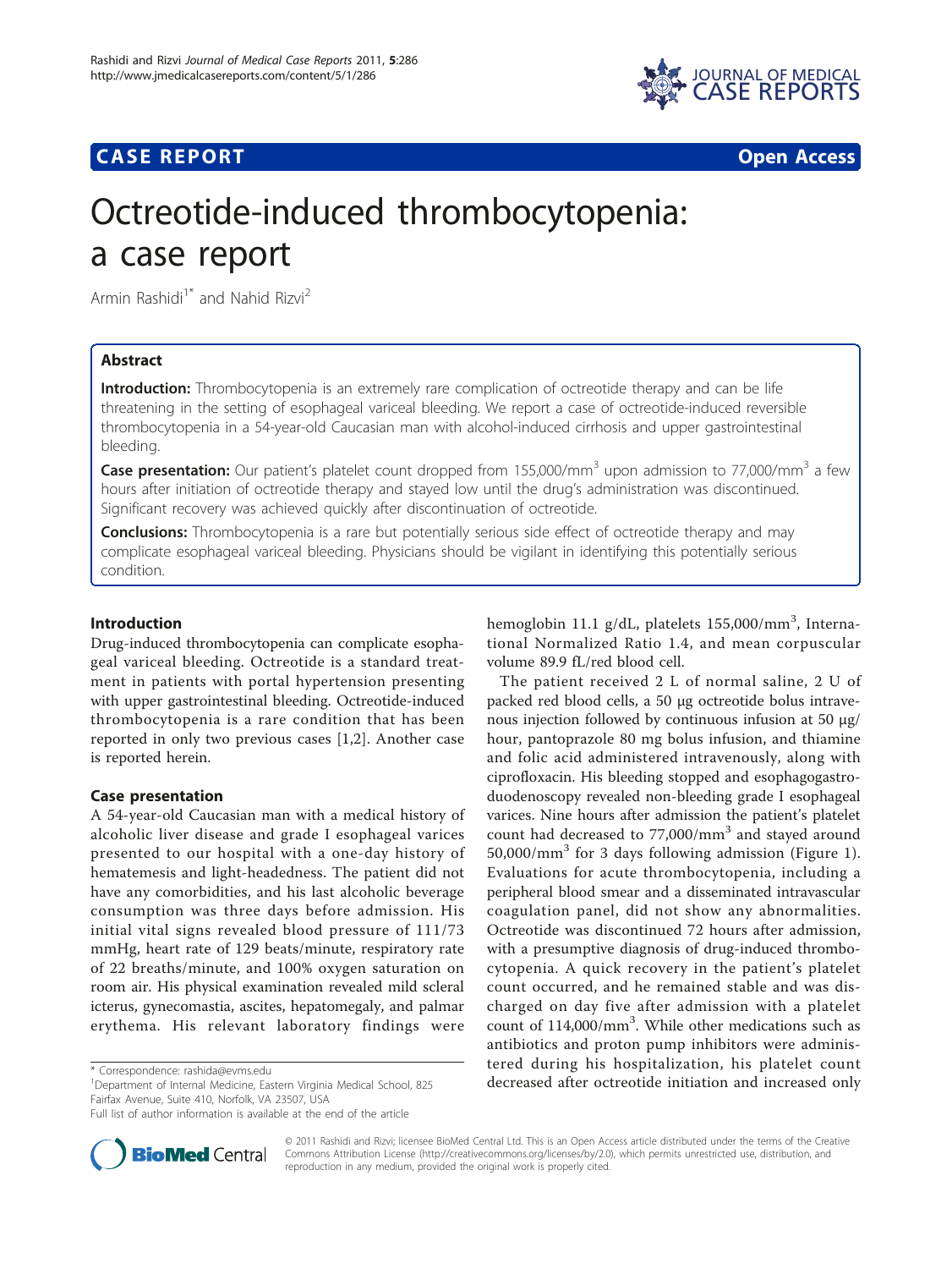## CASE REPORT

Open Access

# Octreotide-induced thrombocytopenia: a case report

Armin Rashidi[1*] and Nahid Rizvi[2]

## Abstract

**Introduction:** Thrombocytopenia is an extremely rare complication of octreotide therapy and can be life threatening in the setting of esophageal variceal bleeding. We report a case of octreotide-induced reversible thrombocytopenia in a 54-year-old Caucasian man with alcohol-induced cirrhosis and upper gastrointestinal bleeding.

**Case presentation:** Our patient's platelet count dropped from 155,000/mm$^3$ upon admission to 77,000/mm$^3$ a few hours after initiation of octreotide therapy and stayed low until the drug's administration was discontinued. Significant recovery was achieved quickly after discontinuation of octreotide.

**Conclusions:** Thrombocytopenia is a rare but potentially serious side effect of octreotide therapy and may complicate esophageal variceal bleeding. Physicians should be vigilant in identifying this potentially serious condition.

## Introduction

Drug-induced thrombocytopenia can complicate esophageal variceal bleeding. Octreotide is a standard treatment in patients with portal hypertension presenting with upper gastrointestinal bleeding. Octreotide-induced thrombocytopenia is a rare condition that has been reported in only two previous cases [1,2]. Another case is reported herein.

## Case presentation

A 54-year-old Caucasian man with a medical history of alcoholic liver disease and grade I esophageal varices presented to our hospital with a one-day history of hematemesis and light-headedness. The patient did not have any comorbidities, and his last alcoholic beverage consumption was three days before admission. His initial vital signs revealed blood pressure of 111/73 mmHg, heart rate of 129 beats/minute, respiratory rate of 22 breaths/minute, and 100% oxygen saturation on room air. His physical examination revealed mild scleral icterus, gynecomastia, ascites, hepatomegaly, and palmar erythema. His relevant laboratory findings were hemoglobin 11.1 g/dL, platelets 155,000/mm$^3$, International Normalized Ratio 1.4, and mean corpuscular volume 89.9 fL/red blood cell.

The patient received 2 L of normal saline, 2 U of packed red blood cells, a 50 μg octreotide bolus intravenous injection followed by continuous infusion at 50 μg/hour, pantoprazole 80 mg bolus infusion, and thiamine and folic acid administered intravenously, along with ciprofloxacin. His bleeding stopped and esophagogastroduodenoscopy revealed non-bleeding grade I esophageal varices. Nine hours after admission the patient's platelet count had decreased to 77,000/mm$^3$ and stayed around 50,000/mm$^3$ for 3 days following admission (Figure 1). Evaluations for acute thrombocytopenia, including a peripheral blood smear and a disseminated intravascular coagulation panel, did not show any abnormalities. Octreotide was discontinued 72 hours after admission, with a presumptive diagnosis of drug-induced thrombocytopenia. A quick recovery in the patient's platelet count occurred, and he remained stable and was discharged on day five after admission with a platelet count of 114,000/mm$^3$. While other medications such as antibiotics and proton pump inhibitors were administered during his hospitalization, his platelet count decreased after octreotide initiation and increased only

\* Correspondence: rashida@evms.edu

[1]Department of Internal Medicine, Eastern Virginia Medical School, 825 Fairfax Avenue, Suite 410, Norfolk, VA 23507, USA

Full list of author information is available at the end of the article

© 2011 Rashidi and Rizvi; licensee BioMed Central Ltd. This is an Open Access article distributed under the terms of the Creative Commons Attribution License (http://creativecommons.org/licenses/by/2.0), which permits unrestricted use, distribution, and reproduction in any medium, provided the original work is properly cited.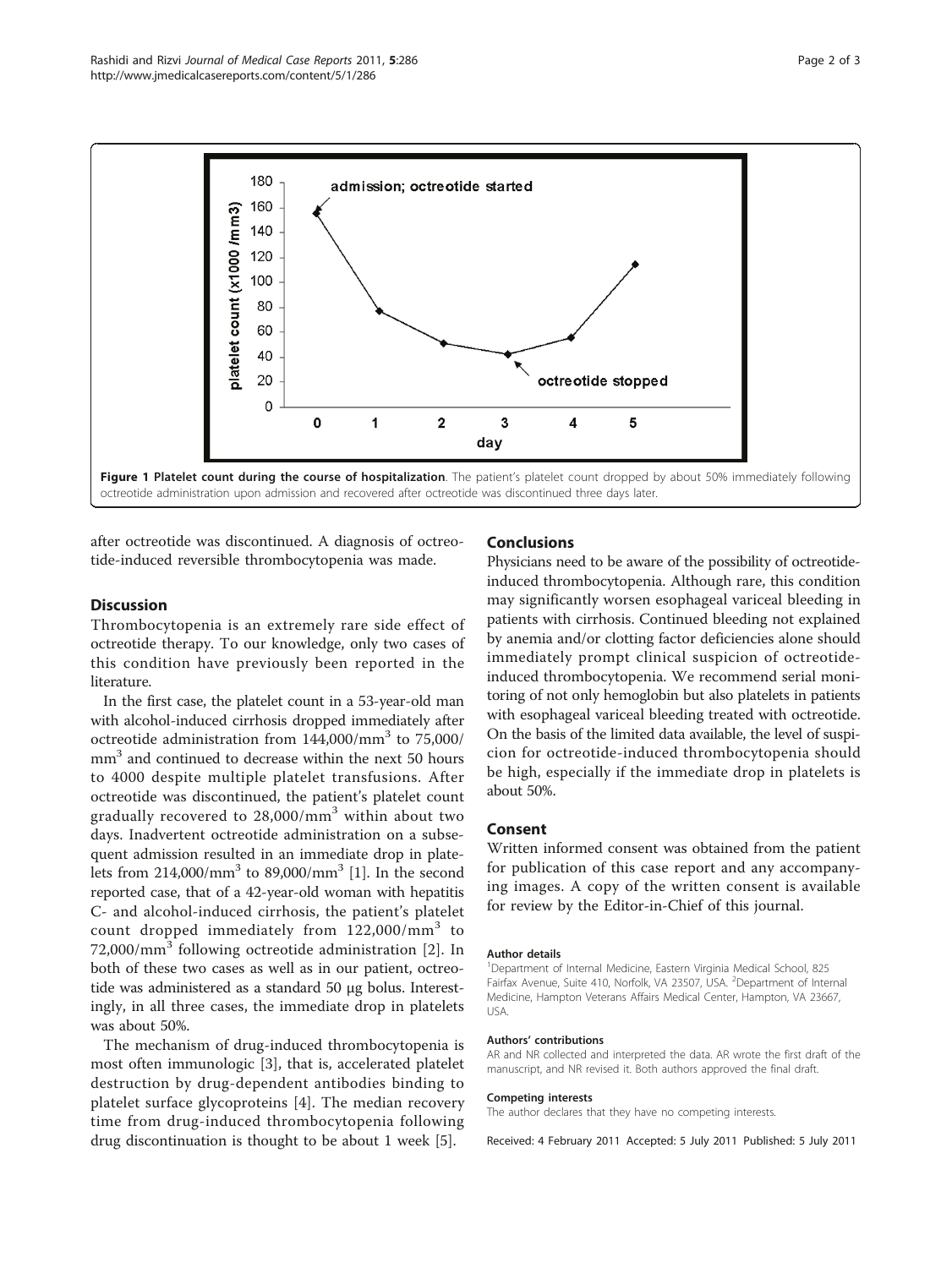**Figure 1 Platelet count during the course of hospitalization**. The patient's platelet count dropped by about 50% immediately following octreotide administration upon admission and recovered after octreotide was discontinued three days later.

after octreotide was discontinued. A diagnosis of octreotide-induced reversible thrombocytopenia was made.

## Discussion

Thrombocytopenia is an extremely rare side effect of octreotide therapy. To our knowledge, only two cases of this condition have previously been reported in the literature.

In the first case, the platelet count in a 53-year-old man with alcohol-induced cirrhosis dropped immediately after octreotide administration from 144,000/$mm^3$ to 75,000/$mm^3$ and continued to decrease within the next 50 hours to 4000 despite multiple platelet transfusions. After octreotide was discontinued, the patient's platelet count gradually recovered to 28,000/$mm^3$ within about two days. Inadvertent octreotide administration on a subsequent admission resulted in an immediate drop in platelets from 214,000/$mm^3$ to 89,000/$mm^3$ [1]. In the second reported case, that of a 42-year-old woman with hepatitis C- and alcohol-induced cirrhosis, the patient's platelet count dropped immediately from 122,000/$mm^3$ to 72,000/$mm^3$ following octreotide administration [2]. In both of these two cases as well as in our patient, octreotide was administered as a standard 50 μg bolus. Interestingly, in all three cases, the immediate drop in platelets was about 50%.

The mechanism of drug-induced thrombocytopenia is most often immunologic [3], that is, accelerated platelet destruction by drug-dependent antibodies binding to platelet surface glycoproteins [4]. The median recovery time from drug-induced thrombocytopenia following drug discontinuation is thought to be about 1 week [5].

## Conclusions

Physicians need to be aware of the possibility of octreotide-induced thrombocytopenia. Although rare, this condition may significantly worsen esophageal variceal bleeding in patients with cirrhosis. Continued bleeding not explained by anemia and/or clotting factor deficiencies alone should immediately prompt clinical suspicion of octreotide-induced thrombocytopenia. We recommend serial monitoring of not only hemoglobin but also platelets in patients with esophageal variceal bleeding treated with octreotide. On the basis of the limited data available, the level of suspicion for octreotide-induced thrombocytopenia should be high, especially if the immediate drop in platelets is about 50%.

## Consent

Written informed consent was obtained from the patient for publication of this case report and any accompanying images. A copy of the written consent is available for review by the Editor-in-Chief of this journal.

#### Author details

[1]Department of Internal Medicine, Eastern Virginia Medical School, 825 Fairfax Avenue, Suite 410, Norfolk, VA 23507, USA. [2]Department of Internal Medicine, Hampton Veterans Affairs Medical Center, Hampton, VA 23667, USA.

#### Authors' contributions

AR and NR collected and interpreted the data. AR wrote the first draft of the manuscript, and NR revised it. Both authors approved the final draft.

#### Competing interests

The author declares that they have no competing interests.

Received: 4 February 2011 Accepted: 5 July 2011 Published: 5 July 2011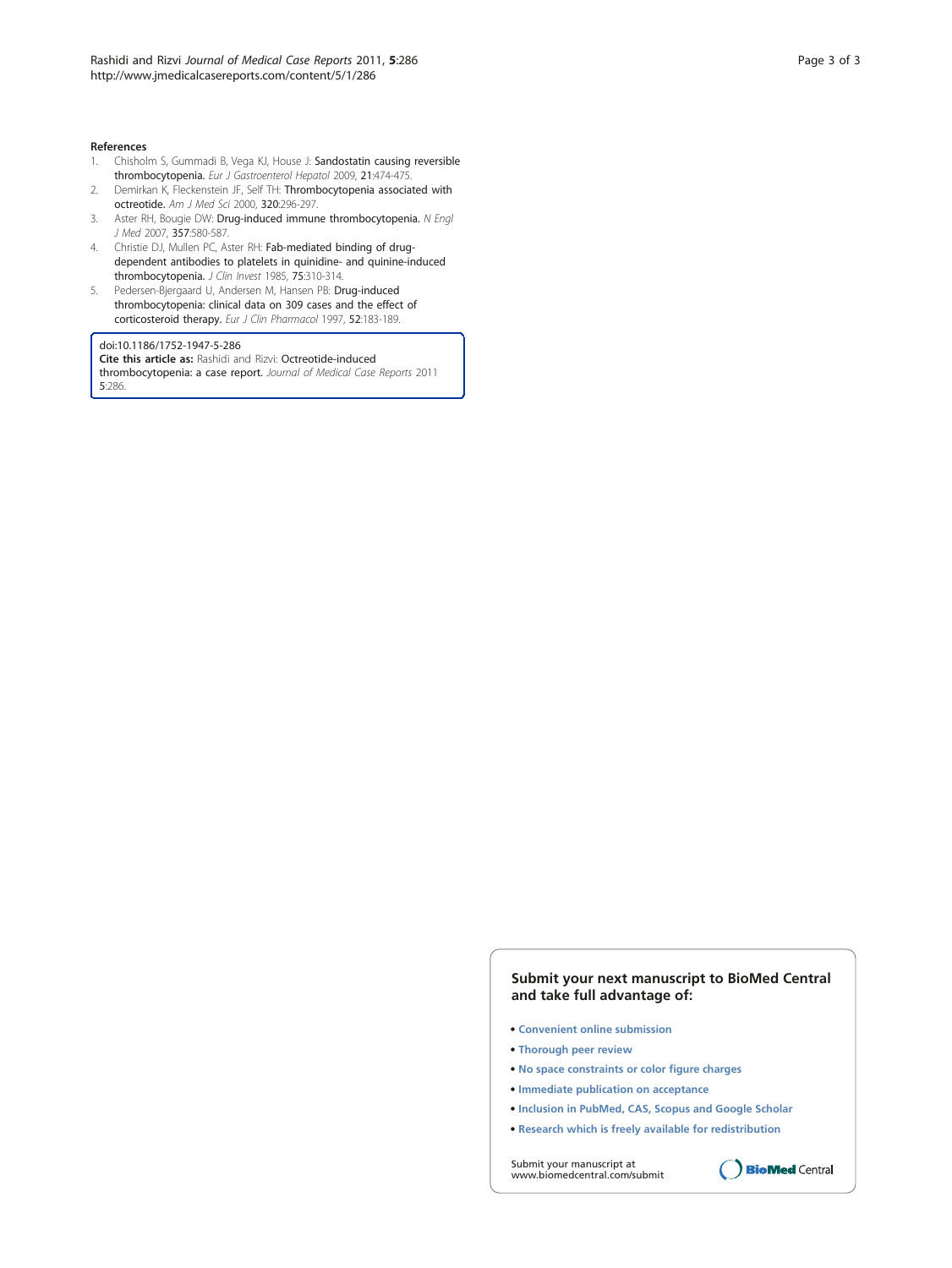## References

1. Chisholm S, Gummadi B, Vega KJ, House J: **Sandostatin causing reversible thrombocytopenia.** *Eur J Gastroenterol Hepatol* 2009, **21**:474-475.
2. Demirkan K, Fleckenstein JF, Self TH: **Thrombocytopenia associated with octreotide.** *Am J Med Sci* 2000, **320**:296-297.
3. Aster RH, Bougie DW: **Drug-induced immune thrombocytopenia.** *N Engl J Med* 2007, **357**:580-587.
4. Christie DJ, Mullen PC, Aster RH: **Fab-mediated binding of drug-dependent antibodies to platelets in quinidine- and quinine-induced thrombocytopenia.** *J Clin Invest* 1985, **75**:310-314.
5. Pedersen-Bjergaard U, Andersen M, Hansen PB: **Drug-induced thrombocytopenia: clinical data on 309 cases and the effect of corticosteroid therapy.** *Eur J Clin Pharmacol* 1997, **52**:183-189.

doi:10.1186/1752-1947-5-286
**Cite this article as:** Rashidi and Rizvi: Octreotide-induced thrombocytopenia: a case report. *Journal of Medical Case Reports* 2011 5:286.

**Submit your next manuscript to BioMed Central and take full advantage of:**

- Convenient online submission
- Thorough peer review
- No space constraints or color figure charges
- Immediate publication on acceptance
- Inclusion in PubMed, CAS, Scopus and Google Scholar
- Research which is freely available for redistribution

Submit your manuscript at
www.biomedcentral.com/submit

BioMed Central